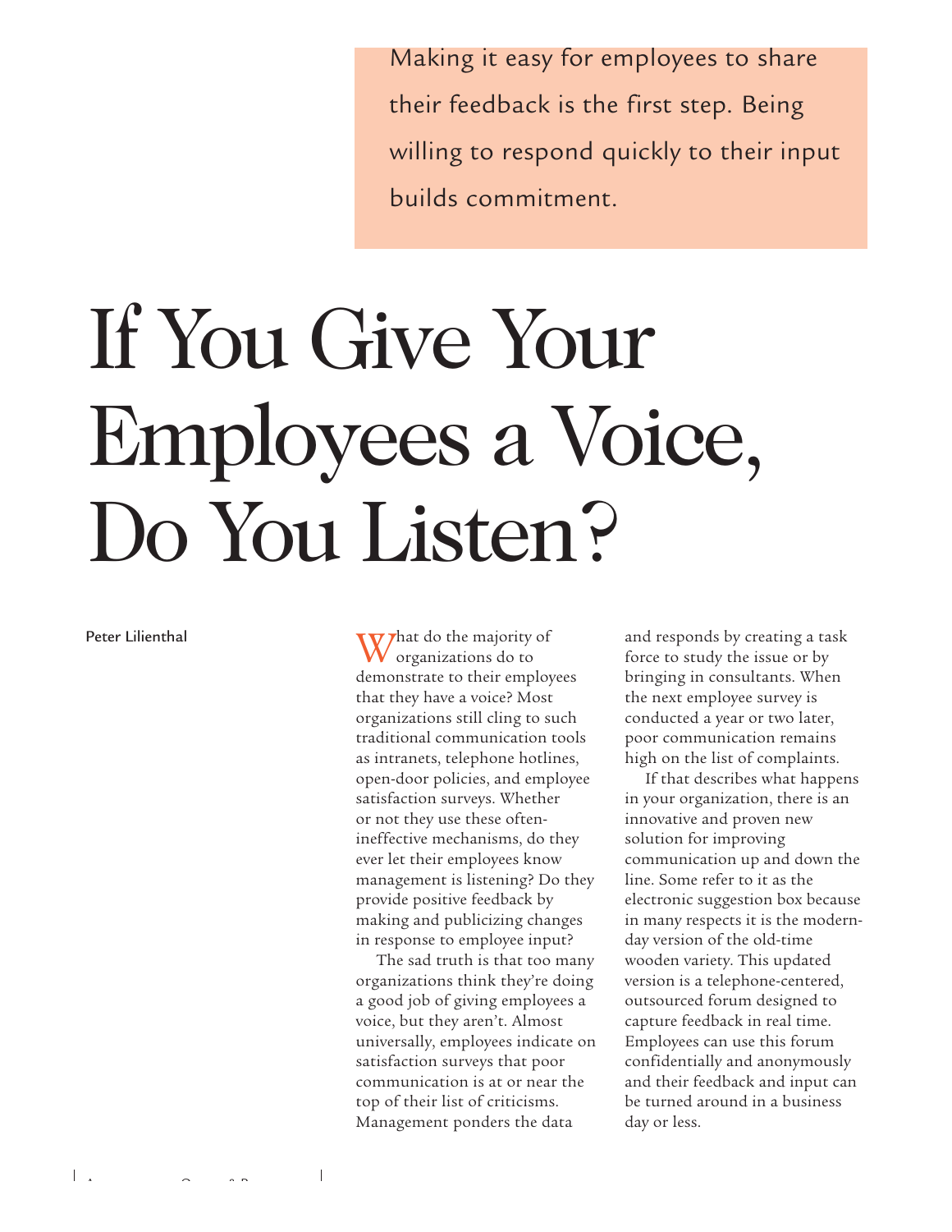Making it easy for employees to share their feedback is the first step. Being willing to respond quickly to their input builds commitment.

# If You Give Your Employees a Voice, Do You Listen?

Peter Lilienthal

What do the majority of organizations do to demonstrate to their employees that they have a voice? Most organizations still cling to such traditional communication tools as intranets, telephone hotlines, open-door policies, and employee satisfaction surveys. Whether or not they use these often-ineffective mechanisms, do they ever let their employees know management is listening? Do they provide positive feedback by making and publicizing changes in response to employee input?

The sad truth is that too many organizations think they're doing a good job of giving employees a voice, but they aren't. Almost universally, employees indicate on satisfaction surveys that poor communication is at or near the top of their list of criticisms. Management ponders the data and responds by creating a task force to study the issue or by bringing in consultants. When the next employee survey is conducted a year or two later, poor communication remains high on the list of complaints.

If that describes what happens in your organization, there is an innovative and proven new solution for improving communication up and down the line. Some refer to it as the electronic suggestion box because in many respects it is the modern-day version of the old-time wooden variety. This updated version is a telephone-centered, outsourced forum designed to capture feedback in real time. Employees can use this forum confidentially and anonymously and their feedback and input can be turned around in a business day or less.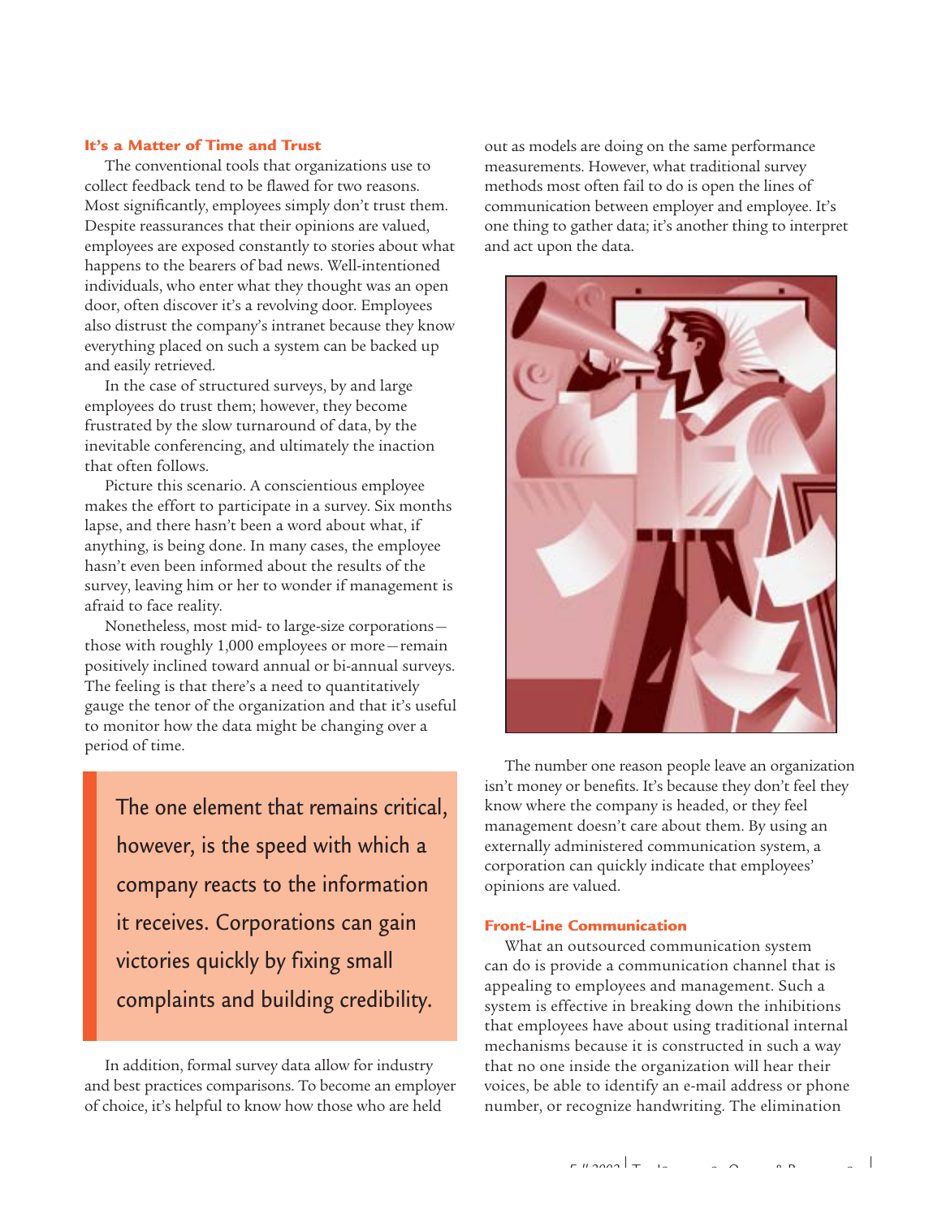### It's a Matter of Time and Trust

The conventional tools that organizations use to collect feedback tend to be flawed for two reasons. Most significantly, employees simply don't trust them. Despite reassurances that their opinions are valued, employees are exposed constantly to stories about what happens to the bearers of bad news. Well-intentioned individuals, who enter what they thought was an open door, often discover it's a revolving door. Employees also distrust the company's intranet because they know everything placed on such a system can be backed up and easily retrieved.

In the case of structured surveys, by and large employees do trust them; however, they become frustrated by the slow turnaround of data, by the inevitable conferencing, and ultimately the inaction that often follows.

Picture this scenario. A conscientious employee makes the effort to participate in a survey. Six months lapse, and there hasn't been a word about what, if anything, is being done. In many cases, the employee hasn't even been informed about the results of the survey, leaving him or her to wonder if management is afraid to face reality.

Nonetheless, most mid- to large-size corporations—those with roughly 1,000 employees or more—remain positively inclined toward annual or bi-annual surveys. The feeling is that there's a need to quantitatively gauge the tenor of the organization and that it's useful to monitor how the data might be changing over a period of time.

> The one element that remains critical, however, is the speed with which a company reacts to the information it receives. Corporations can gain victories quickly by fixing small complaints and building credibility.

In addition, formal survey data allow for industry and best practices comparisons. To become an employer of choice, it's helpful to know how those who are held out as models are doing on the same performance measurements. However, what traditional survey methods most often fail to do is open the lines of communication between employer and employee. It's one thing to gather data; it's another thing to interpret and act upon the data.

The number one reason people leave an organization isn't money or benefits. It's because they don't feel they know where the company is headed, or they feel management doesn't care about them. By using an externally administered communication system, a corporation can quickly indicate that employees' opinions are valued.

### Front-Line Communication

What an outsourced communication system can do is provide a communication channel that is appealing to employees and management. Such a system is effective in breaking down the inhibitions that employees have about using traditional internal mechanisms because it is constructed in such a way that no one inside the organization will hear their voices, be able to identify an e-mail address or phone number, or recognize handwriting. The elimination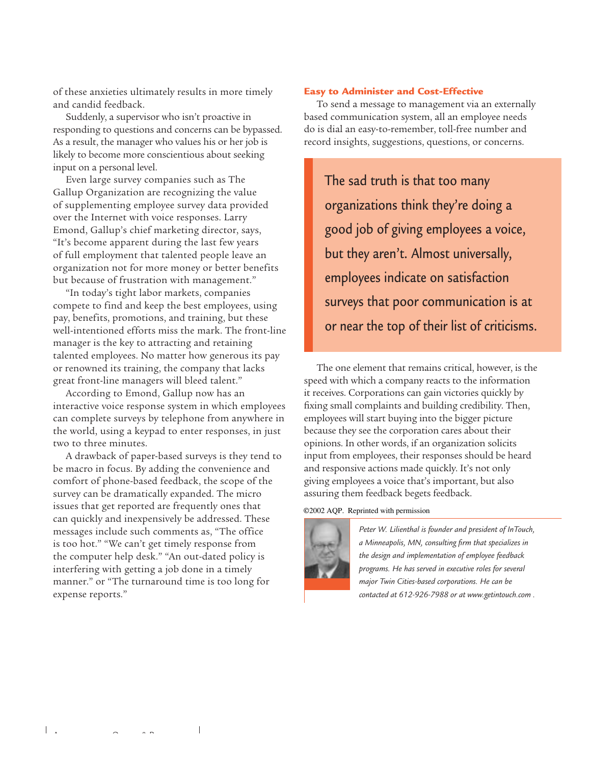of these anxieties ultimately results in more timely and candid feedback.

Suddenly, a supervisor who isn't proactive in responding to questions and concerns can be bypassed. As a result, the manager who values his or her job is likely to become more conscientious about seeking input on a personal level.

Even large survey companies such as The Gallup Organization are recognizing the value of supplementing employee survey data provided over the Internet with voice responses. Larry Emond, Gallup's chief marketing director, says, "It's become apparent during the last few years of full employment that talented people leave an organization not for more money or better benefits but because of frustration with management."

"In today's tight labor markets, companies compete to find and keep the best employees, using pay, benefits, promotions, and training, but these well-intentioned efforts miss the mark. The front-line manager is the key to attracting and retaining talented employees. No matter how generous its pay or renowned its training, the company that lacks great front-line managers will bleed talent."

According to Emond, Gallup now has an interactive voice response system in which employees can complete surveys by telephone from anywhere in the world, using a keypad to enter responses, in just two to three minutes.

A drawback of paper-based surveys is they tend to be macro in focus. By adding the convenience and comfort of phone-based feedback, the scope of the survey can be dramatically expanded. The micro issues that get reported are frequently ones that can quickly and inexpensively be addressed. These messages include such comments as, "The office is too hot." "We can't get timely response from the computer help desk." "An out-dated policy is interfering with getting a job done in a timely manner." or "The turnaround time is too long for expense reports."

### Easy to Administer and Cost-Effective

To send a message to management via an externally based communication system, all an employee needs do is dial an easy-to-remember, toll-free number and record insights, suggestions, questions, or concerns.

> The sad truth is that too many organizations think they're doing a good job of giving employees a voice, but they aren't. Almost universally, employees indicate on satisfaction surveys that poor communication is at or near the top of their list of criticisms.

The one element that remains critical, however, is the speed with which a company reacts to the information it receives. Corporations can gain victories quickly by fixing small complaints and building credibility. Then, employees will start buying into the bigger picture because they see the corporation cares about their opinions. In other words, if an organization solicits input from employees, their responses should be heard and responsive actions made quickly. It's not only giving employees a voice that's important, but also assuring them feedback begets feedback.

©2002 AQP. Reprinted with permission

*Peter W. Lilienthal is founder and president of InTouch, a Minneapolis, MN, consulting firm that specializes in the design and implementation of employee feedback programs. He has served in executive roles for several major Twin Cities-based corporations. He can be contacted at 612-926-7988 or at www.getintouch.com .*